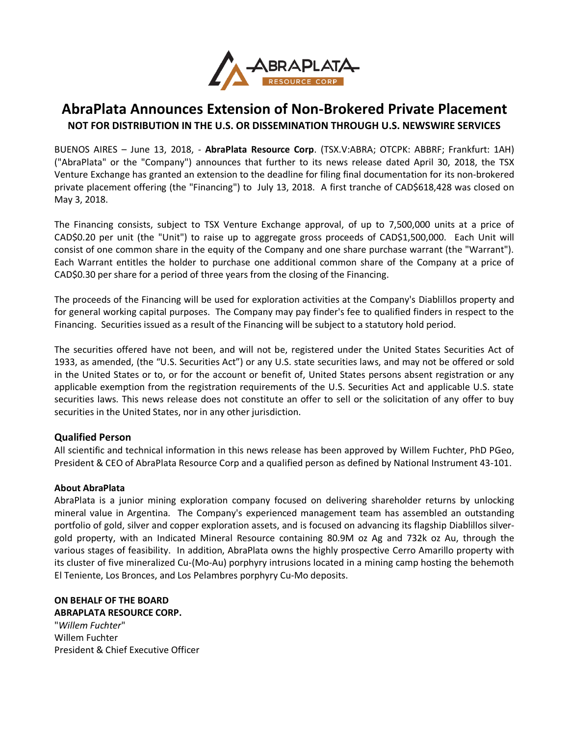# AbraPlata Announces Extension of Non-Brokered Private Placement

**NOT FOR DISTRIBUTION IN THE U.S. OR DISSEMINATION THROUGH U.S. NEWSWIRE SERVICES**

BUENOS AIRES – June 13, 2018, - **AbraPlata Resource Corp**. (TSX.V:ABRA; OTCPK: ABBRF; Frankfurt: 1AH) ("AbraPlata" or the "Company") announces that further to its news release dated April 30, 2018, the TSX Venture Exchange has granted an extension to the deadline for filing final documentation for its non-brokered private placement offering (the "Financing") to July 13, 2018. A first tranche of CAD$618,428 was closed on May 3, 2018.

The Financing consists, subject to TSX Venture Exchange approval, of up to 7,500,000 units at a price of CAD$0.20 per unit (the "Unit") to raise up to aggregate gross proceeds of CAD$1,500,000. Each Unit will consist of one common share in the equity of the Company and one share purchase warrant (the "Warrant"). Each Warrant entitles the holder to purchase one additional common share of the Company at a price of CAD$0.30 per share for a period of three years from the closing of the Financing.

The proceeds of the Financing will be used for exploration activities at the Company's Diablillos property and for general working capital purposes. The Company may pay finder's fee to qualified finders in respect to the Financing. Securities issued as a result of the Financing will be subject to a statutory hold period.

The securities offered have not been, and will not be, registered under the United States Securities Act of 1933, as amended, (the "U.S. Securities Act") or any U.S. state securities laws, and may not be offered or sold in the United States or to, or for the account or benefit of, United States persons absent registration or any applicable exemption from the registration requirements of the U.S. Securities Act and applicable U.S. state securities laws. This news release does not constitute an offer to sell or the solicitation of any offer to buy securities in the United States, nor in any other jurisdiction.

## Qualified Person

All scientific and technical information in this news release has been approved by Willem Fuchter, PhD PGeo, President & CEO of AbraPlata Resource Corp and a qualified person as defined by National Instrument 43-101.

### About AbraPlata

AbraPlata is a junior mining exploration company focused on delivering shareholder returns by unlocking mineral value in Argentina. The Company's experienced management team has assembled an outstanding portfolio of gold, silver and copper exploration assets, and is focused on advancing its flagship Diablillos silver-gold property, with an Indicated Mineral Resource containing 80.9M oz Ag and 732k oz Au, through the various stages of feasibility. In addition, AbraPlata owns the highly prospective Cerro Amarillo property with its cluster of five mineralized Cu-(Mo-Au) porphyry intrusions located in a mining camp hosting the behemoth El Teniente, Los Bronces, and Los Pelambres porphyry Cu-Mo deposits.

**ON BEHALF OF THE BOARD**
**ABRAPLATA RESOURCE CORP.**
"*Willem Fuchter*"
Willem Fuchter
President & Chief Executive Officer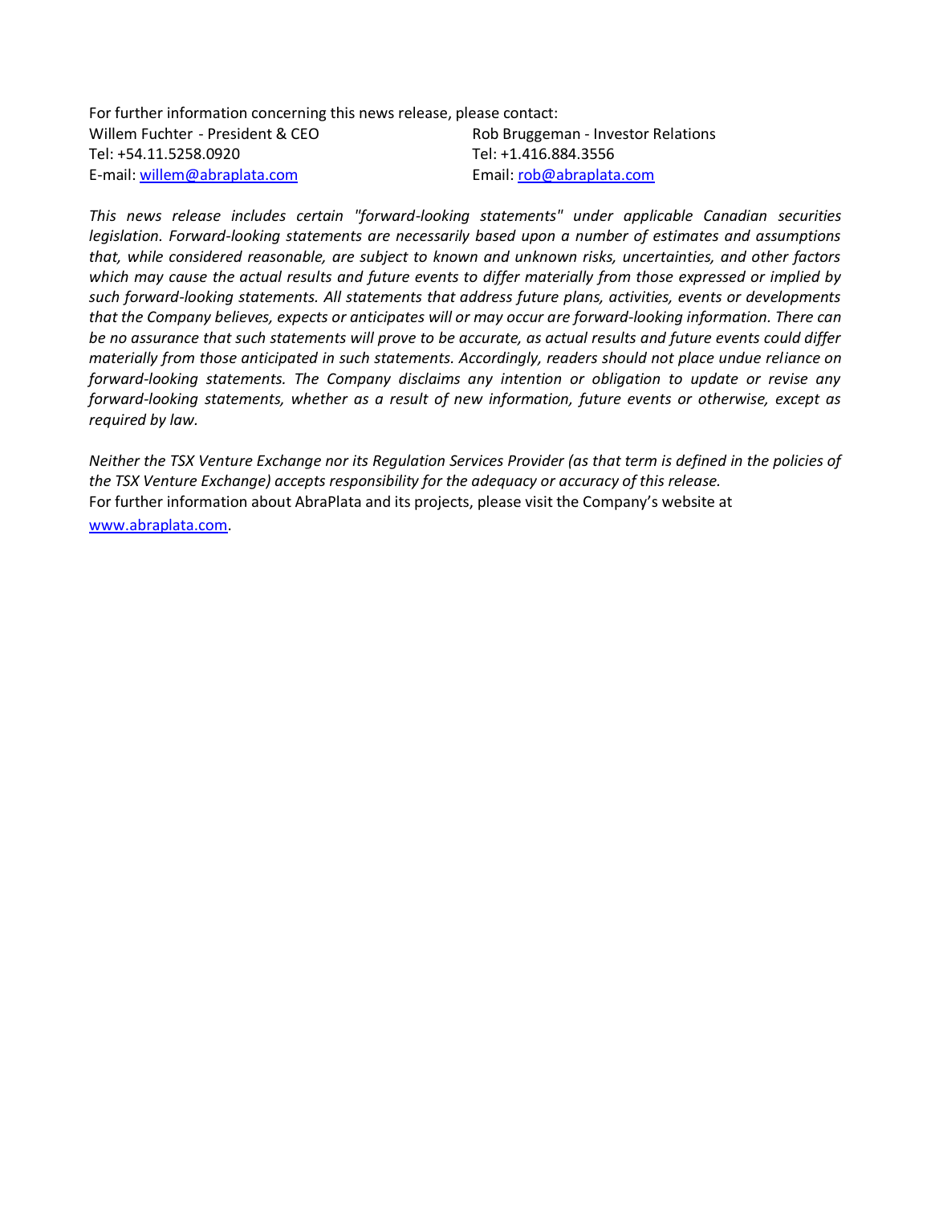For further information concerning this news release, please contact:

Willem Fuchter - President & CEO
Tel: +54.11.5258.0920
E-mail: willem@abraplata.com

Rob Bruggeman - Investor Relations
Tel: +1.416.884.3556
Email: rob@abraplata.com

*This news release includes certain "forward-looking statements" under applicable Canadian securities legislation. Forward-looking statements are necessarily based upon a number of estimates and assumptions that, while considered reasonable, are subject to known and unknown risks, uncertainties, and other factors which may cause the actual results and future events to differ materially from those expressed or implied by such forward-looking statements. All statements that address future plans, activities, events or developments that the Company believes, expects or anticipates will or may occur are forward-looking information. There can be no assurance that such statements will prove to be accurate, as actual results and future events could differ materially from those anticipated in such statements. Accordingly, readers should not place undue reliance on forward-looking statements. The Company disclaims any intention or obligation to update or revise any forward-looking statements, whether as a result of new information, future events or otherwise, except as required by law.*

*Neither the TSX Venture Exchange nor its Regulation Services Provider (as that term is defined in the policies of the TSX Venture Exchange) accepts responsibility for the adequacy or accuracy of this release.*

For further information about AbraPlata and its projects, please visit the Company's website at www.abraplata.com.